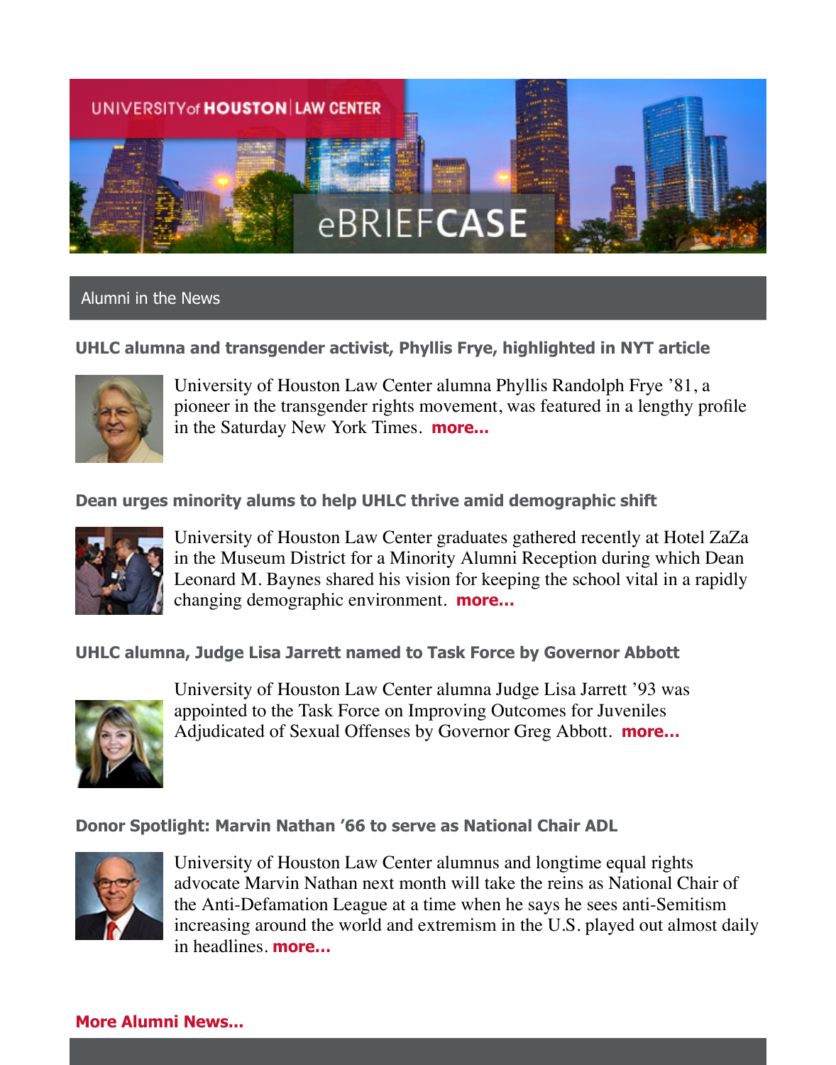UNIVERSITY of HOUSTON | LAW CENTER

# eBRIEFCASE

## Alumni in the News

### UHLC alumna and transgender activist, Phyllis Frye, highlighted in NYT article

University of Houston Law Center alumna Phyllis Randolph Frye '81, a pioneer in the transgender rights movement, was featured in a lengthy profile in the Saturday New York Times. **more...**

### Dean urges minority alums to help UHLC thrive amid demographic shift

University of Houston Law Center graduates gathered recently at Hotel ZaZa in the Museum District for a Minority Alumni Reception during which Dean Leonard M. Baynes shared his vision for keeping the school vital in a rapidly changing demographic environment. **more...**

### UHLC alumna, Judge Lisa Jarrett named to Task Force by Governor Abbott

University of Houston Law Center alumna Judge Lisa Jarrett '93 was appointed to the Task Force on Improving Outcomes for Juveniles Adjudicated of Sexual Offenses by Governor Greg Abbott. **more...**

### Donor Spotlight: Marvin Nathan '66 to serve as National Chair ADL

University of Houston Law Center alumnus and longtime equal rights advocate Marvin Nathan next month will take the reins as National Chair of the Anti-Defamation League at a time when he says he sees anti-Semitism increasing around the world and extremism in the U.S. played out almost daily in headlines. **more...**

**More Alumni News...**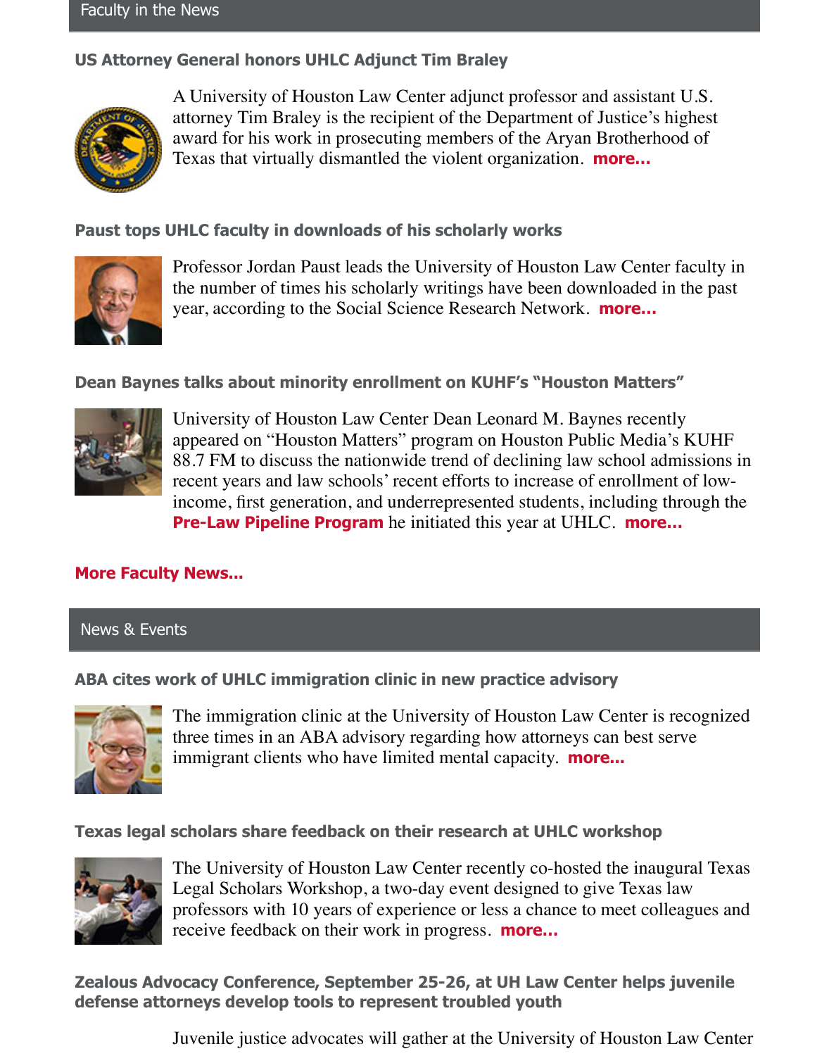## Faculty in the News

### US Attorney General honors UHLC Adjunct Tim Braley

A University of Houston Law Center adjunct professor and assistant U.S. attorney Tim Braley is the recipient of the Department of Justice's highest award for his work in prosecuting members of the Aryan Brotherhood of Texas that virtually dismantled the violent organization. **more...**

### Paust tops UHLC faculty in downloads of his scholarly works

Professor Jordan Paust leads the University of Houston Law Center faculty in the number of times his scholarly writings have been downloaded in the past year, according to the Social Science Research Network. **more...**

### Dean Baynes talks about minority enrollment on KUHF's "Houston Matters"

University of Houston Law Center Dean Leonard M. Baynes recently appeared on "Houston Matters" program on Houston Public Media's KUHF 88.7 FM to discuss the nationwide trend of declining law school admissions in recent years and law schools' recent efforts to increase of enrollment of low-income, first generation, and underrepresented students, including through the **Pre-Law Pipeline Program** he initiated this year at UHLC. **more...**

**More Faculty News...**

## News & Events

### ABA cites work of UHLC immigration clinic in new practice advisory

The immigration clinic at the University of Houston Law Center is recognized three times in an ABA advisory regarding how attorneys can best serve immigrant clients who have limited mental capacity. **more...**

### Texas legal scholars share feedback on their research at UHLC workshop

The University of Houston Law Center recently co-hosted the inaugural Texas Legal Scholars Workshop, a two-day event designed to give Texas law professors with 10 years of experience or less a chance to meet colleagues and receive feedback on their work in progress. **more...**

### Zealous Advocacy Conference, September 25-26, at UH Law Center helps juvenile defense attorneys develop tools to represent troubled youth

Juvenile justice advocates will gather at the University of Houston Law Center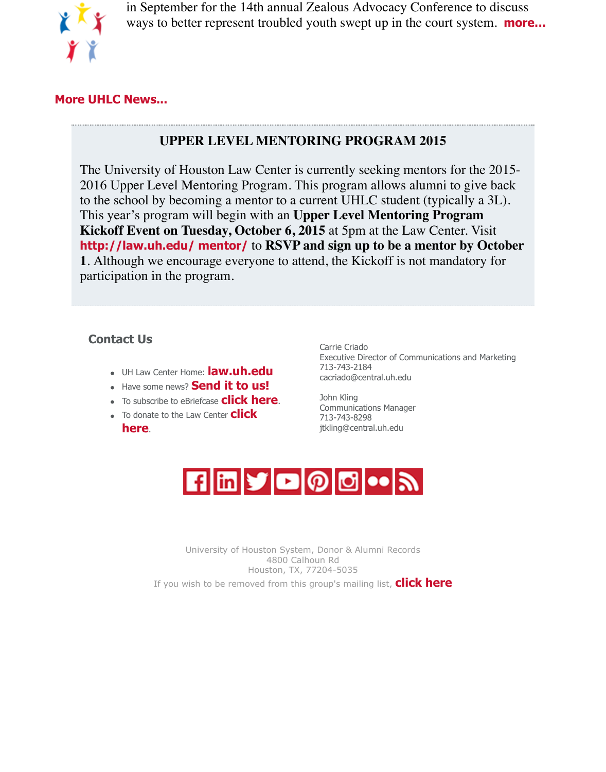in September for the 14th annual Zealous Advocacy Conference to discuss ways to better represent troubled youth swept up in the court system. **more...**

**More UHLC News...**

## UPPER LEVEL MENTORING PROGRAM 2015

The University of Houston Law Center is currently seeking mentors for the 2015-2016 Upper Level Mentoring Program. This program allows alumni to give back to the school by becoming a mentor to a current UHLC student (typically a 3L). This year's program will begin with an **Upper Level Mentoring Program Kickoff Event on Tuesday, October 6, 2015** at 5pm at the Law Center. Visit **http://law.uh.edu/ mentor/** to **RSVP and sign up to be a mentor by October 1**. Although we encourage everyone to attend, the Kickoff is not mandatory for participation in the program.

## Contact Us

- UH Law Center Home: **law.uh.edu**
- Have some news? **Send it to us!**
- To subscribe to eBriefcase **click here**.
- To donate to the Law Center **click here**.

Carrie Criado
Executive Director of Communications and Marketing
713-743-2184
cacriado@central.uh.edu

John Kling
Communications Manager
713-743-8298
jtkling@central.uh.edu

University of Houston System, Donor & Alumni Records
4800 Calhoun Rd
Houston, TX, 77204-5035

If you wish to be removed from this group's mailing list, **click here**